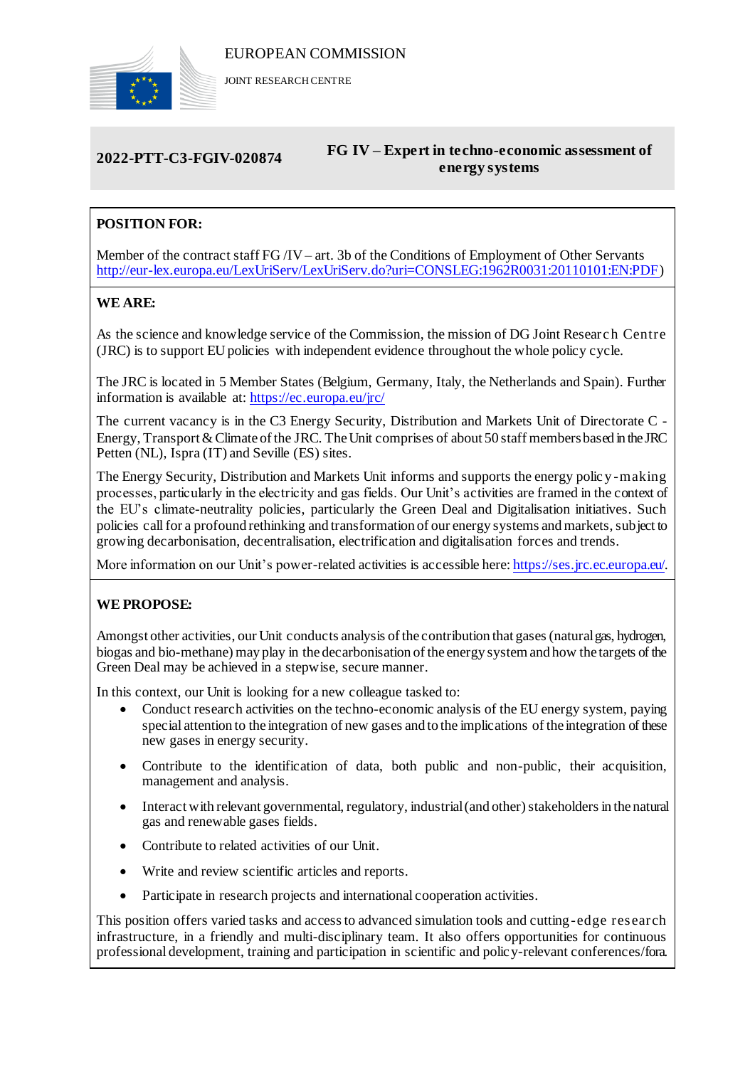EUROPEAN COMMISSION

JOINT RESEARCH CENTRE

**2022-PTT-C3-FGIV-020874** | **FG IV – Expert in techno-economic assessment of energy systems**

## POSITION FOR:

Member of the contract staff FG /IV – art. 3b of the Conditions of Employment of Other Servants http://eur-lex.europa.eu/LexUriServ/LexUriServ.do?uri=CONSLEG:1962R0031:20110101:EN:PDF)

## WE ARE:

As the science and knowledge service of the Commission, the mission of DG Joint Research Centre (JRC) is to support EU policies with independent evidence throughout the whole policy cycle.

The JRC is located in 5 Member States (Belgium, Germany, Italy, the Netherlands and Spain). Further information is available at: https://ec.europa.eu/jrc/

The current vacancy is in the C3 Energy Security, Distribution and Markets Unit of Directorate C - Energy, Transport & Climate of the JRC. The Unit comprises of about 50 staff members based in the JRC Petten (NL), Ispra (IT) and Seville (ES) sites.

The Energy Security, Distribution and Markets Unit informs and supports the energy policy-making processes, particularly in the electricity and gas fields. Our Unit's activities are framed in the context of the EU's climate-neutrality policies, particularly the Green Deal and Digitalisation initiatives. Such policies call for a profound rethinking and transformation of our energy systems and markets, subject to growing decarbonisation, decentralisation, electrification and digitalisation forces and trends.

More information on our Unit's power-related activities is accessible here: https://ses.jrc.ec.europa.eu/.

## WE PROPOSE:

Amongst other activities, our Unit conducts analysis of the contribution that gases (natural gas, hydrogen, biogas and bio-methane) may play in the decarbonisation of the energy system and how the targets of the Green Deal may be achieved in a stepwise, secure manner.

In this context, our Unit is looking for a new colleague tasked to:

- Conduct research activities on the techno-economic analysis of the EU energy system, paying special attention to the integration of new gases and to the implications of the integration of these new gases in energy security.
- Contribute to the identification of data, both public and non-public, their acquisition, management and analysis.
- Interact with relevant governmental, regulatory, industrial (and other) stakeholders in the natural gas and renewable gases fields.
- Contribute to related activities of our Unit.
- Write and review scientific articles and reports.
- Participate in research projects and international cooperation activities.

This position offers varied tasks and access to advanced simulation tools and cutting-edge research infrastructure, in a friendly and multi-disciplinary team. It also offers opportunities for continuous professional development, training and participation in scientific and policy-relevant conferences/fora.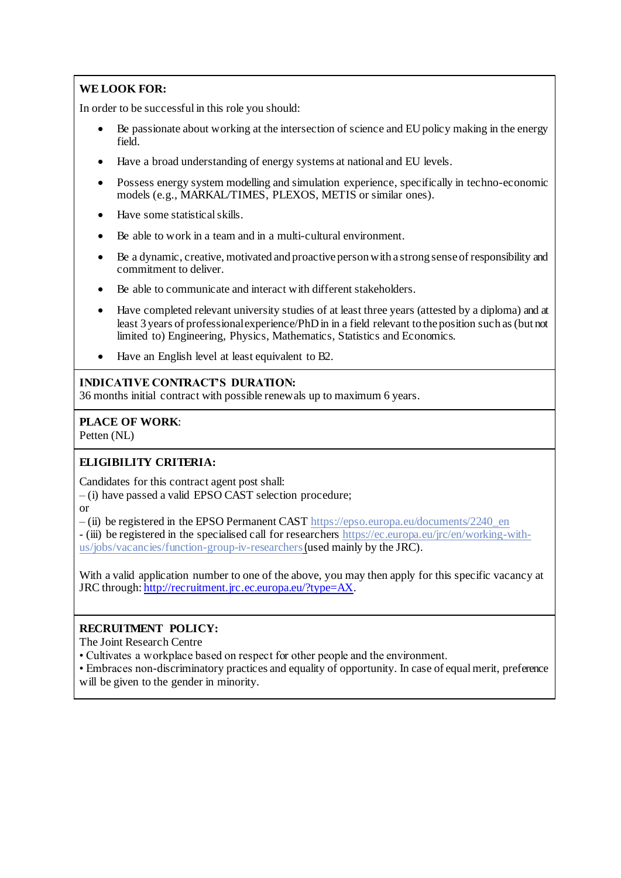**WE LOOK FOR:**

In order to be successful in this role you should:

- Be passionate about working at the intersection of science and EU policy making in the energy field.
- Have a broad understanding of energy systems at national and EU levels.
- Possess energy system modelling and simulation experience, specifically in techno-economic models (e.g., MARKAL/TIMES, PLEXOS, METIS or similar ones).
- Have some statistical skills.
- Be able to work in a team and in a multi-cultural environment.
- Be a dynamic, creative, motivated and proactive person with a strong sense of responsibility and commitment to deliver.
- Be able to communicate and interact with different stakeholders.
- Have completed relevant university studies of at least three years (attested by a diploma) and at least 3 years of professional experience/PhD in in a field relevant to the position such as (but not limited to) Engineering, Physics, Mathematics, Statistics and Economics.
- Have an English level at least equivalent to B2.

**INDICATIVE CONTRACT'S DURATION:**
36 months initial contract with possible renewals up to maximum 6 years.

**PLACE OF WORK**:
Petten (NL)

**ELIGIBILITY CRITERIA:**

Candidates for this contract agent post shall:
– (i) have passed a valid EPSO CAST selection procedure;
or
– (ii) be registered in the EPSO Permanent CAST https://epso.europa.eu/documents/2240_en
- (iii) be registered in the specialised call for researchers https://ec.europa.eu/jrc/en/working-with-us/jobs/vacancies/function-group-iv-researchers (used mainly by the JRC).

With a valid application number to one of the above, you may then apply for this specific vacancy at JRC through: http://recruitment.jrc.ec.europa.eu/?type=AX.

**RECRUITMENT POLICY:**
The Joint Research Centre
• Cultivates a workplace based on respect for other people and the environment.
• Embraces non-discriminatory practices and equality of opportunity. In case of equal merit, preference will be given to the gender in minority.